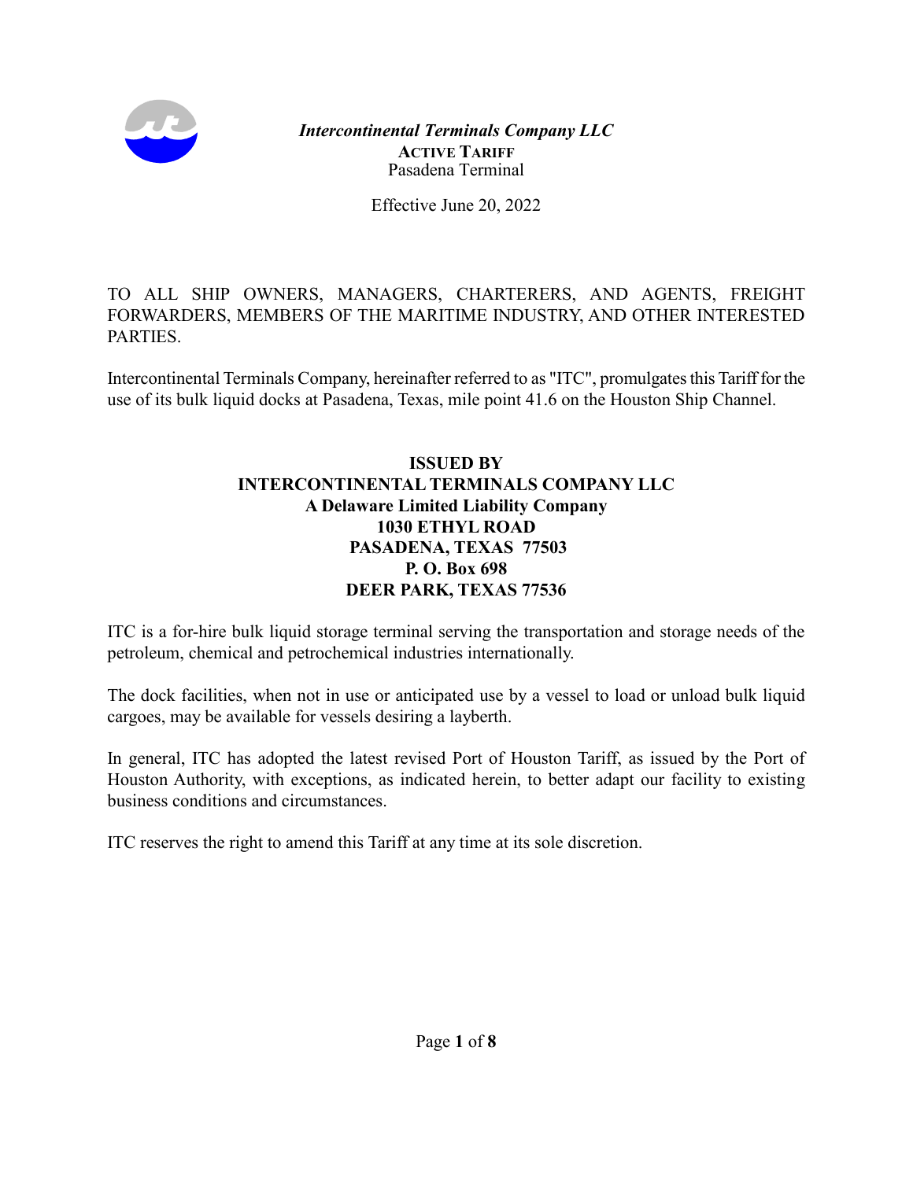***Intercontinental Terminals Company LLC***

**ACTIVE TARIFF**

Pasadena Terminal

Effective June 20, 2022

TO ALL SHIP OWNERS, MANAGERS, CHARTERERS, AND AGENTS, FREIGHT FORWARDERS, MEMBERS OF THE MARITIME INDUSTRY, AND OTHER INTERESTED PARTIES.

Intercontinental Terminals Company, hereinafter referred to as "ITC", promulgates this Tariff for the use of its bulk liquid docks at Pasadena, Texas, mile point 41.6 on the Houston Ship Channel.

**ISSUED BY**
**INTERCONTINENTAL TERMINALS COMPANY LLC**
**A Delaware Limited Liability Company**
**1030 ETHYL ROAD**
**PASADENA, TEXAS 77503**
**P. O. Box 698**
**DEER PARK, TEXAS 77536**

ITC is a for-hire bulk liquid storage terminal serving the transportation and storage needs of the petroleum, chemical and petrochemical industries internationally.

The dock facilities, when not in use or anticipated use by a vessel to load or unload bulk liquid cargoes, may be available for vessels desiring a layberth.

In general, ITC has adopted the latest revised Port of Houston Tariff, as issued by the Port of Houston Authority, with exceptions, as indicated herein, to better adapt our facility to existing business conditions and circumstances.

ITC reserves the right to amend this Tariff at any time at its sole discretion.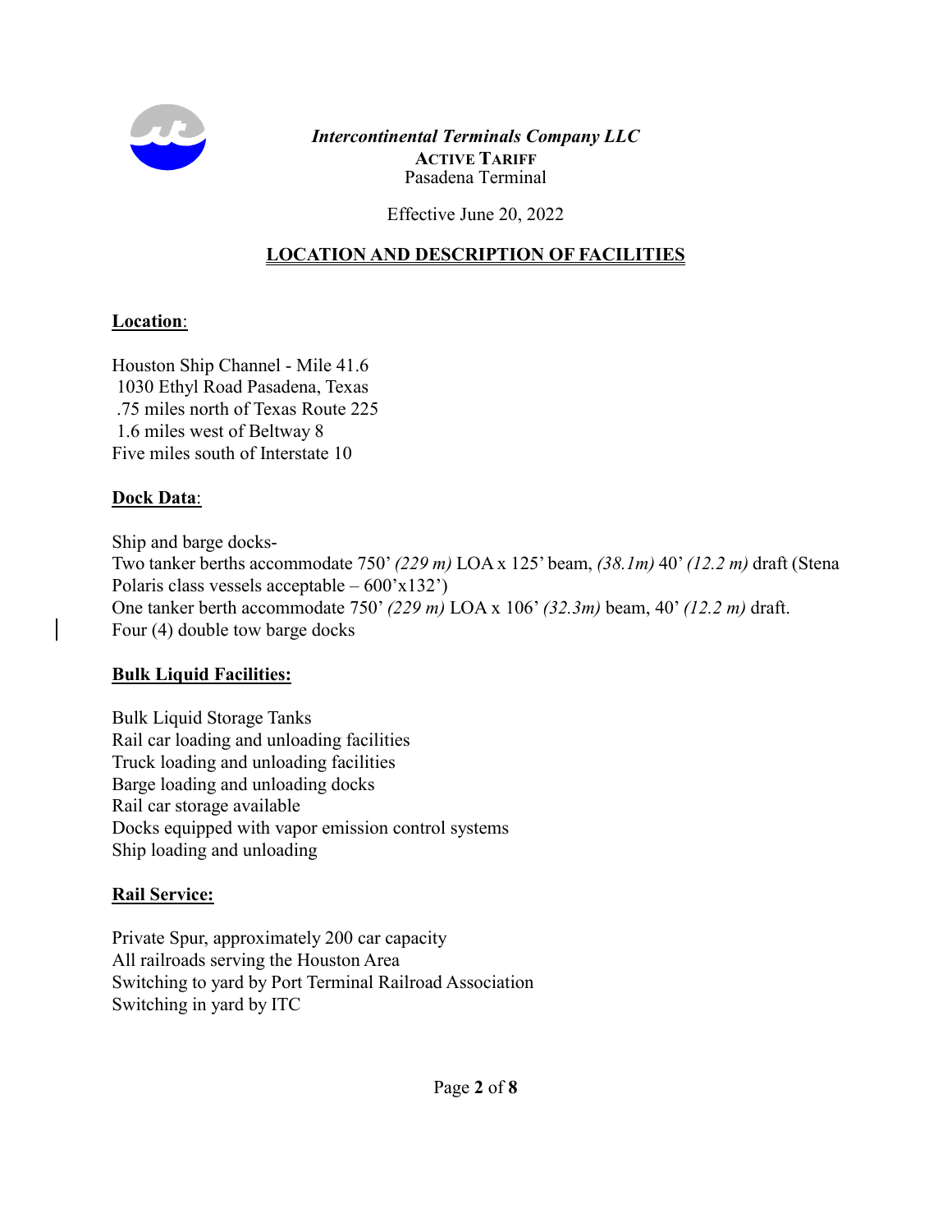*Intercontinental Terminals Company LLC*
**ACTIVE TARIFF**
Pasadena Terminal

Effective June 20, 2022

## LOCATION AND DESCRIPTION OF FACILITIES

### Location:

Houston Ship Channel - Mile 41.6
1030 Ethyl Road Pasadena, Texas
.75 miles north of Texas Route 225
1.6 miles west of Beltway 8
Five miles south of Interstate 10

### Dock Data:

Ship and barge docks-
Two tanker berths accommodate 750' *(229 m)* LOA x 125' beam, *(38.1m)* 40' *(12.2 m)* draft (Stena Polaris class vessels acceptable – 600'x132')
One tanker berth accommodate 750' *(229 m)* LOA x 106' *(32.3m)* beam, 40' *(12.2 m)* draft.
Four (4) double tow barge docks

### Bulk Liquid Facilities:

Bulk Liquid Storage Tanks
Rail car loading and unloading facilities
Truck loading and unloading facilities
Barge loading and unloading docks
Rail car storage available
Docks equipped with vapor emission control systems
Ship loading and unloading

### Rail Service:

Private Spur, approximately 200 car capacity
All railroads serving the Houston Area
Switching to yard by Port Terminal Railroad Association
Switching in yard by ITC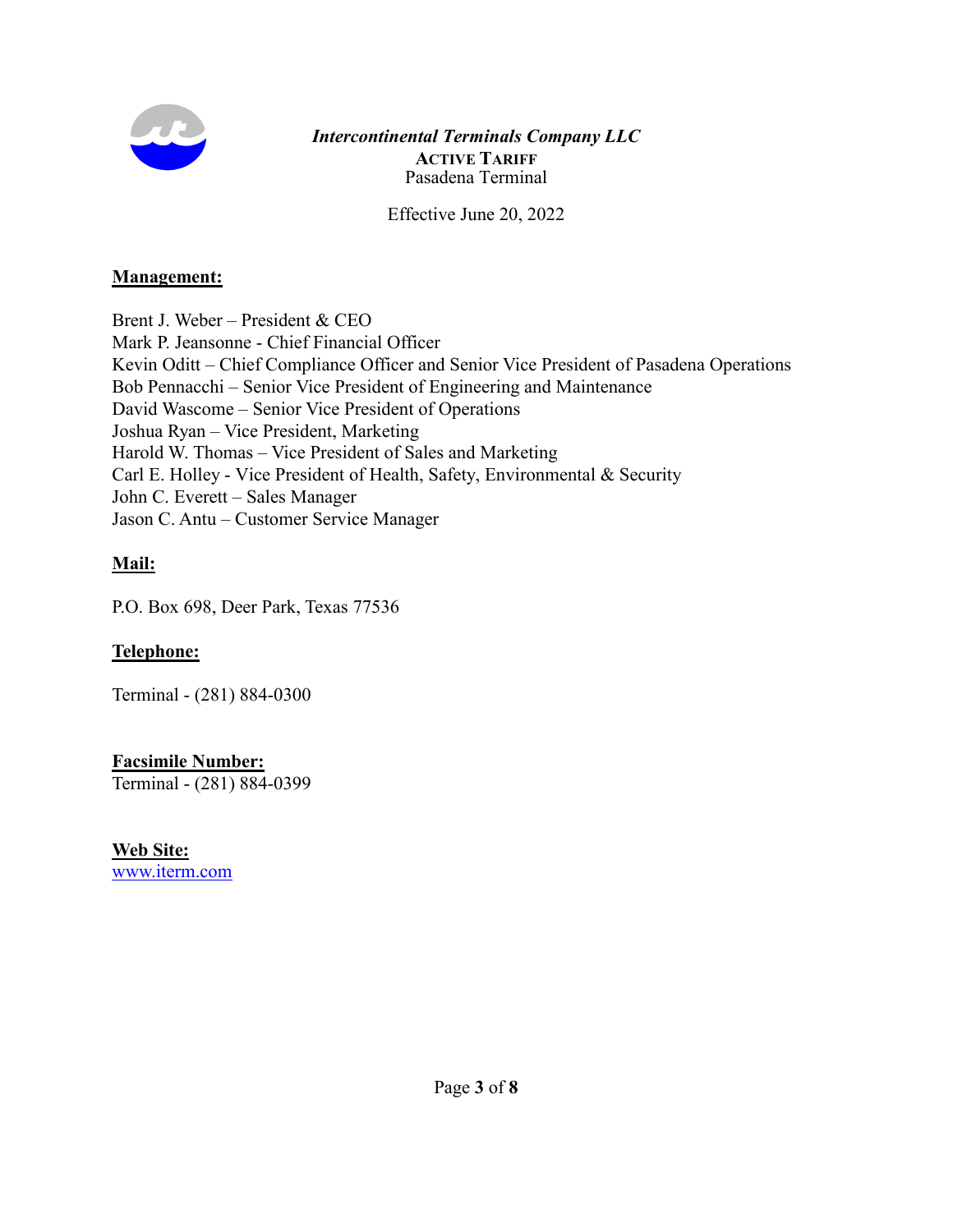***Intercontinental Terminals Company LLC***
**ACTIVE TARIFF**
Pasadena Terminal

Effective June 20, 2022

**Management:**

Brent J. Weber – President & CEO
Mark P. Jeansonne - Chief Financial Officer
Kevin Oditt – Chief Compliance Officer and Senior Vice President of Pasadena Operations
Bob Pennacchi – Senior Vice President of Engineering and Maintenance
David Wascome – Senior Vice President of Operations
Joshua Ryan – Vice President, Marketing
Harold W. Thomas – Vice President of Sales and Marketing
Carl E. Holley - Vice President of Health, Safety, Environmental & Security
John C. Everett – Sales Manager
Jason C. Antu – Customer Service Manager

**Mail:**

P.O. Box 698, Deer Park, Texas 77536

**Telephone:**

Terminal - (281) 884-0300

**Facsimile Number:**

Terminal - (281) 884-0399

**Web Site:**

www.iterm.com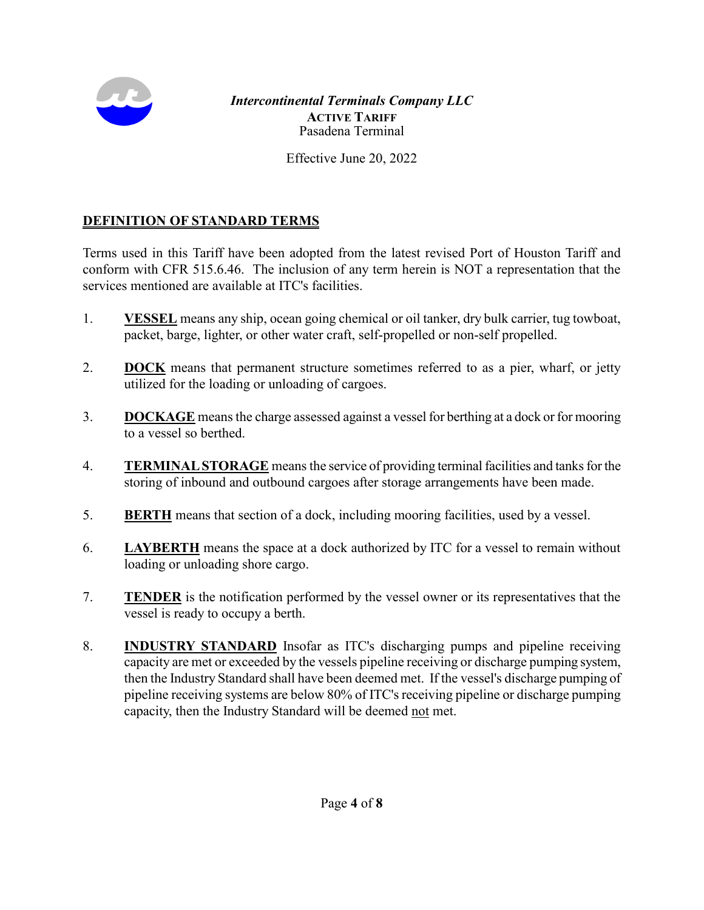*Intercontinental Terminals Company LLC*
ACTIVE TARIFF
Pasadena Terminal

Effective June 20, 2022

## DEFINITION OF STANDARD TERMS

Terms used in this Tariff have been adopted from the latest revised Port of Houston Tariff and conform with CFR 515.6.46. The inclusion of any term herein is NOT a representation that the services mentioned are available at ITC's facilities.

1. **VESSEL** means any ship, ocean going chemical or oil tanker, dry bulk carrier, tug towboat, packet, barge, lighter, or other water craft, self-propelled or non-self propelled.

2. **DOCK** means that permanent structure sometimes referred to as a pier, wharf, or jetty utilized for the loading or unloading of cargoes.

3. **DOCKAGE** means the charge assessed against a vessel for berthing at a dock or for mooring to a vessel so berthed.

4. **TERMINAL STORAGE** means the service of providing terminal facilities and tanks for the storing of inbound and outbound cargoes after storage arrangements have been made.

5. **BERTH** means that section of a dock, including mooring facilities, used by a vessel.

6. **LAYBERTH** means the space at a dock authorized by ITC for a vessel to remain without loading or unloading shore cargo.

7. **TENDER** is the notification performed by the vessel owner or its representatives that the vessel is ready to occupy a berth.

8. **INDUSTRY STANDARD** Insofar as ITC's discharging pumps and pipeline receiving capacity are met or exceeded by the vessels pipeline receiving or discharge pumping system, then the Industry Standard shall have been deemed met. If the vessel's discharge pumping of pipeline receiving systems are below 80% of ITC's receiving pipeline or discharge pumping capacity, then the Industry Standard will be deemed not met.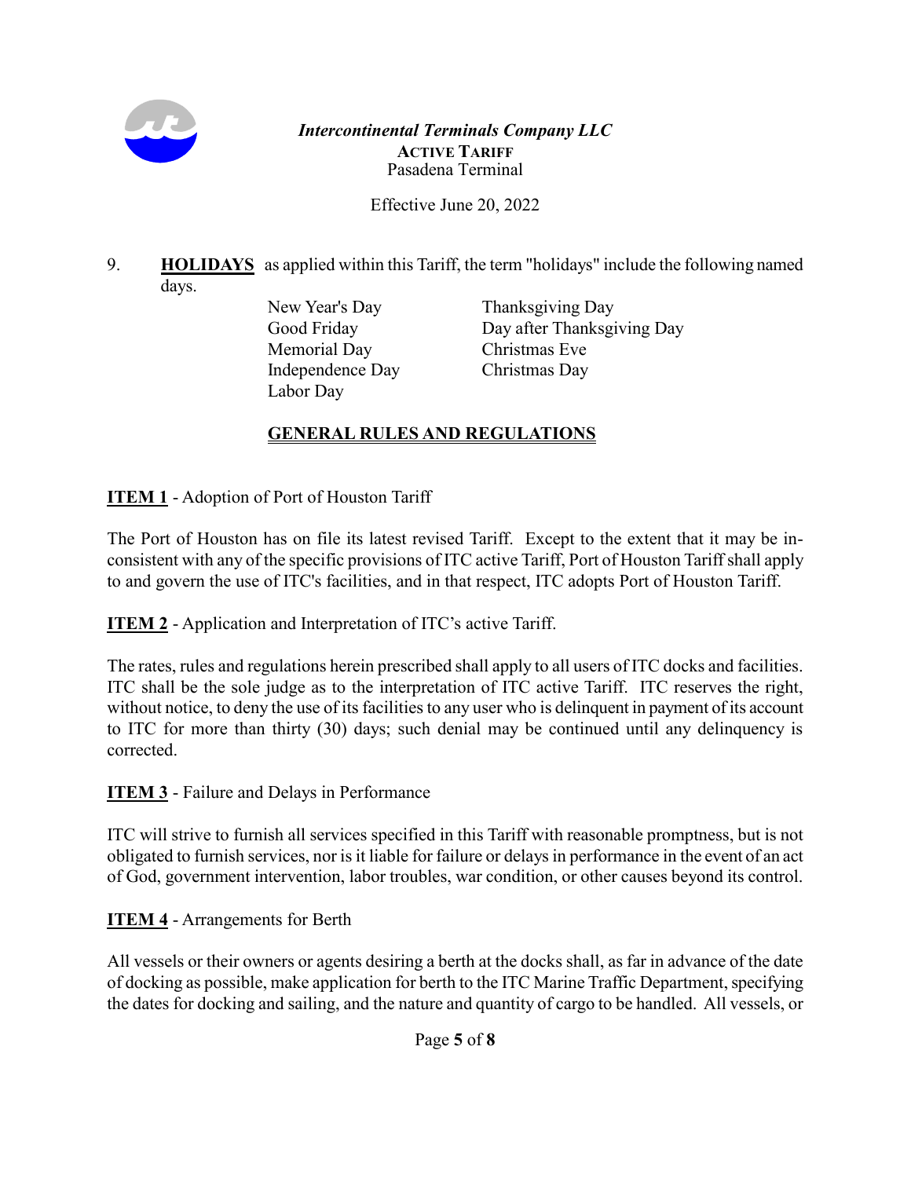9. **HOLIDAYS** as applied within this Tariff, the term "holidays" include the following named days.

| | |
|---|---|
| New Year's Day | Thanksgiving Day |
| Good Friday | Day after Thanksgiving Day |
| Memorial Day | Christmas Eve |
| Independence Day | Christmas Day |
| Labor Day | |

## GENERAL RULES AND REGULATIONS

**ITEM 1** - Adoption of Port of Houston Tariff

The Port of Houston has on file its latest revised Tariff. Except to the extent that it may be inconsistent with any of the specific provisions of ITC active Tariff, Port of Houston Tariff shall apply to and govern the use of ITC's facilities, and in that respect, ITC adopts Port of Houston Tariff.

**ITEM 2** - Application and Interpretation of ITC's active Tariff.

The rates, rules and regulations herein prescribed shall apply to all users of ITC docks and facilities. ITC shall be the sole judge as to the interpretation of ITC active Tariff. ITC reserves the right, without notice, to deny the use of its facilities to any user who is delinquent in payment of its account to ITC for more than thirty (30) days; such denial may be continued until any delinquency is corrected.

**ITEM 3** - Failure and Delays in Performance

ITC will strive to furnish all services specified in this Tariff with reasonable promptness, but is not obligated to furnish services, nor is it liable for failure or delays in performance in the event of an act of God, government intervention, labor troubles, war condition, or other causes beyond its control.

**ITEM 4** - Arrangements for Berth

All vessels or their owners or agents desiring a berth at the docks shall, as far in advance of the date of docking as possible, make application for berth to the ITC Marine Traffic Department, specifying the dates for docking and sailing, and the nature and quantity of cargo to be handled. All vessels, or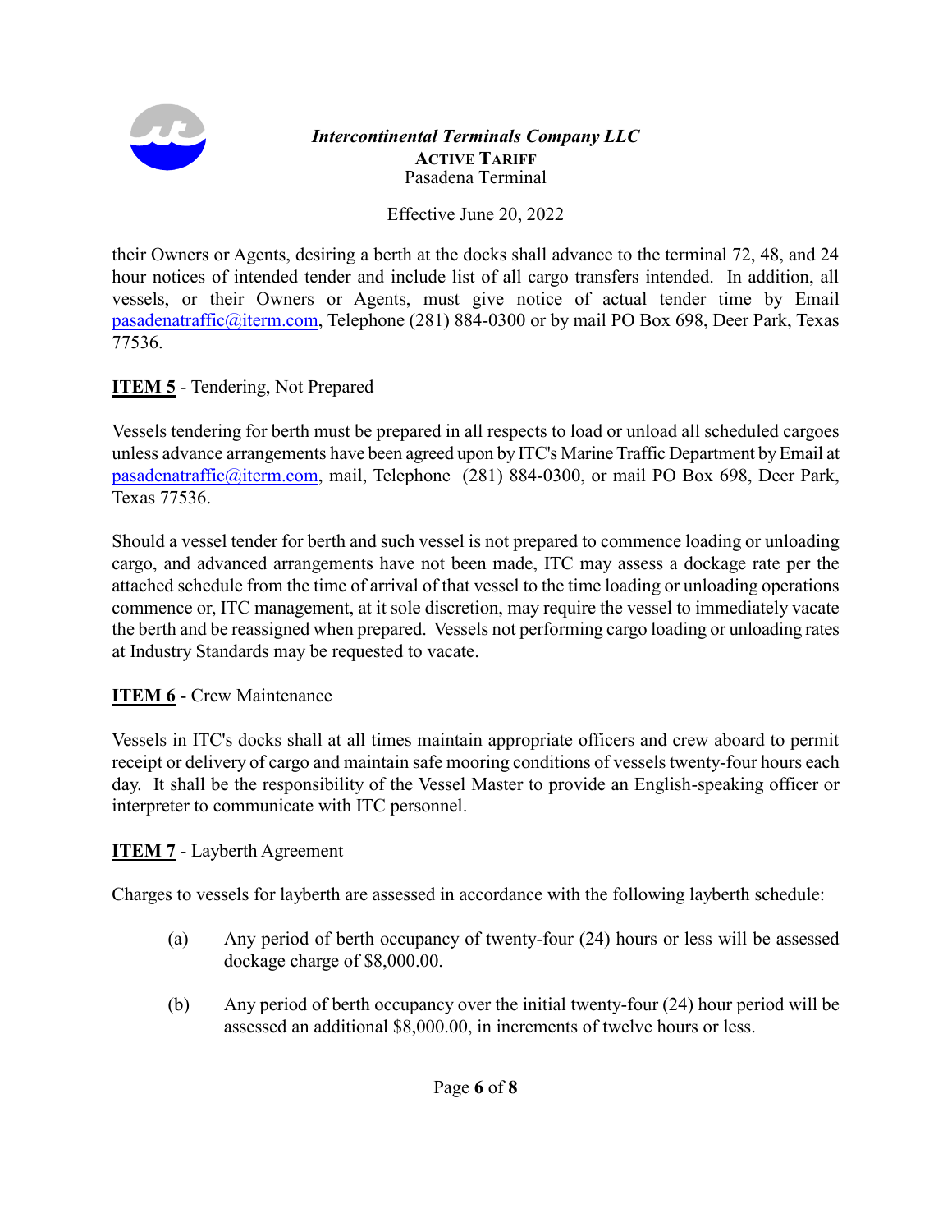their Owners or Agents, desiring a berth at the docks shall advance to the terminal 72, 48, and 24 hour notices of intended tender and include list of all cargo transfers intended. In addition, all vessels, or their Owners or Agents, must give notice of actual tender time by Email pasadenatraffic@iterm.com, Telephone (281) 884-0300 or by mail PO Box 698, Deer Park, Texas 77536.

**ITEM 5** - Tendering, Not Prepared

Vessels tendering for berth must be prepared in all respects to load or unload all scheduled cargoes unless advance arrangements have been agreed upon by ITC's Marine Traffic Department by Email at pasadenatraffic@iterm.com, mail, Telephone (281) 884-0300, or mail PO Box 698, Deer Park, Texas 77536.

Should a vessel tender for berth and such vessel is not prepared to commence loading or unloading cargo, and advanced arrangements have not been made, ITC may assess a dockage rate per the attached schedule from the time of arrival of that vessel to the time loading or unloading operations commence or, ITC management, at it sole discretion, may require the vessel to immediately vacate the berth and be reassigned when prepared. Vessels not performing cargo loading or unloading rates at Industry Standards may be requested to vacate.

**ITEM 6** - Crew Maintenance

Vessels in ITC's docks shall at all times maintain appropriate officers and crew aboard to permit receipt or delivery of cargo and maintain safe mooring conditions of vessels twenty-four hours each day. It shall be the responsibility of the Vessel Master to provide an English-speaking officer or interpreter to communicate with ITC personnel.

**ITEM 7** - Layberth Agreement

Charges to vessels for layberth are assessed in accordance with the following layberth schedule:

(a) Any period of berth occupancy of twenty-four (24) hours or less will be assessed dockage charge of $8,000.00.

(b) Any period of berth occupancy over the initial twenty-four (24) hour period will be assessed an additional $8,000.00, in increments of twelve hours or less.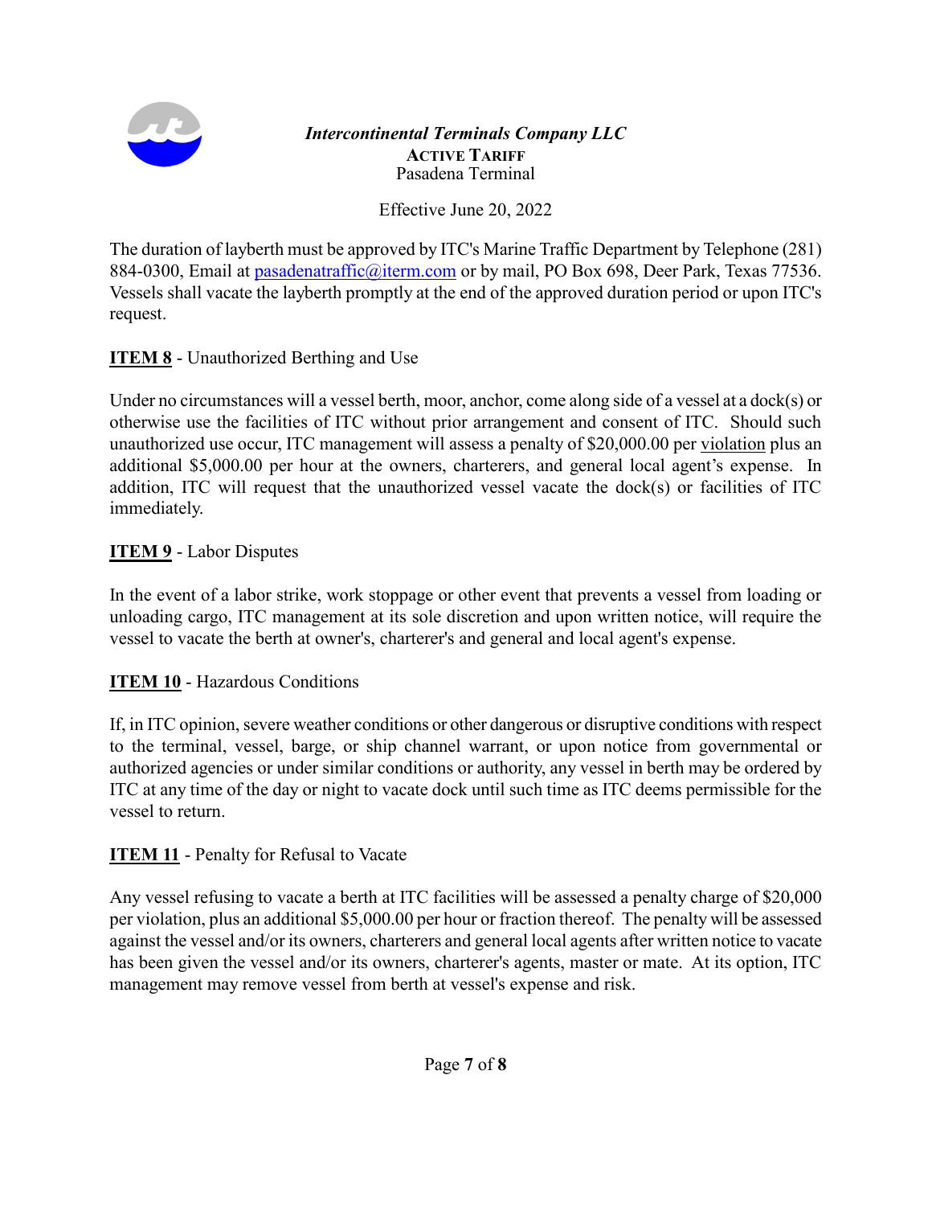The duration of layberth must be approved by ITC's Marine Traffic Department by Telephone (281) 884-0300, Email at pasadenatraffic@iterm.com or by mail, PO Box 698, Deer Park, Texas 77536. Vessels shall vacate the layberth promptly at the end of the approved duration period or upon ITC's request.

**ITEM 8** - Unauthorized Berthing and Use

Under no circumstances will a vessel berth, moor, anchor, come along side of a vessel at a dock(s) or otherwise use the facilities of ITC without prior arrangement and consent of ITC. Should such unauthorized use occur, ITC management will assess a penalty of $20,000.00 per violation plus an additional $5,000.00 per hour at the owners, charterers, and general local agent's expense. In addition, ITC will request that the unauthorized vessel vacate the dock(s) or facilities of ITC immediately.

**ITEM 9** - Labor Disputes

In the event of a labor strike, work stoppage or other event that prevents a vessel from loading or unloading cargo, ITC management at its sole discretion and upon written notice, will require the vessel to vacate the berth at owner's, charterer's and general and local agent's expense.

**ITEM 10** - Hazardous Conditions

If, in ITC opinion, severe weather conditions or other dangerous or disruptive conditions with respect to the terminal, vessel, barge, or ship channel warrant, or upon notice from governmental or authorized agencies or under similar conditions or authority, any vessel in berth may be ordered by ITC at any time of the day or night to vacate dock until such time as ITC deems permissible for the vessel to return.

**ITEM 11** - Penalty for Refusal to Vacate

Any vessel refusing to vacate a berth at ITC facilities will be assessed a penalty charge of $20,000 per violation, plus an additional $5,000.00 per hour or fraction thereof. The penalty will be assessed against the vessel and/or its owners, charterers and general local agents after written notice to vacate has been given the vessel and/or its owners, charterer's agents, master or mate. At its option, ITC management may remove vessel from berth at vessel's expense and risk.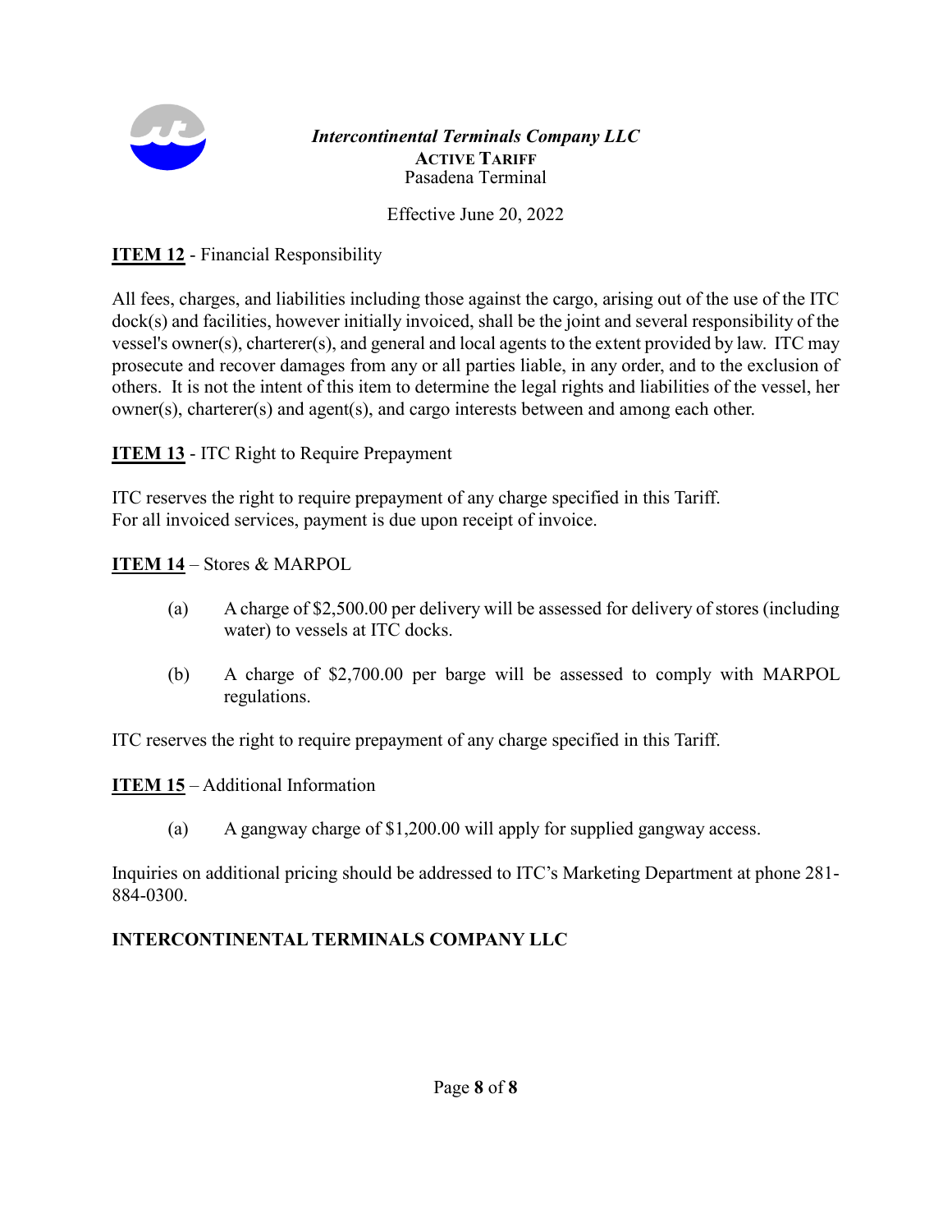**ITEM 12** - Financial Responsibility

All fees, charges, and liabilities including those against the cargo, arising out of the use of the ITC dock(s) and facilities, however initially invoiced, shall be the joint and several responsibility of the vessel's owner(s), charterer(s), and general and local agents to the extent provided by law. ITC may prosecute and recover damages from any or all parties liable, in any order, and to the exclusion of others. It is not the intent of this item to determine the legal rights and liabilities of the vessel, her owner(s), charterer(s) and agent(s), and cargo interests between and among each other.

**ITEM 13** - ITC Right to Require Prepayment

ITC reserves the right to require prepayment of any charge specified in this Tariff.
For all invoiced services, payment is due upon receipt of invoice.

**ITEM 14** – Stores & MARPOL

(a) A charge of $2,500.00 per delivery will be assessed for delivery of stores (including water) to vessels at ITC docks.

(b) A charge of $2,700.00 per barge will be assessed to comply with MARPOL regulations.

ITC reserves the right to require prepayment of any charge specified in this Tariff.

**ITEM 15** – Additional Information

(a) A gangway charge of $1,200.00 will apply for supplied gangway access.

Inquiries on additional pricing should be addressed to ITC's Marketing Department at phone 281-884-0300.

**INTERCONTINENTAL TERMINALS COMPANY LLC**